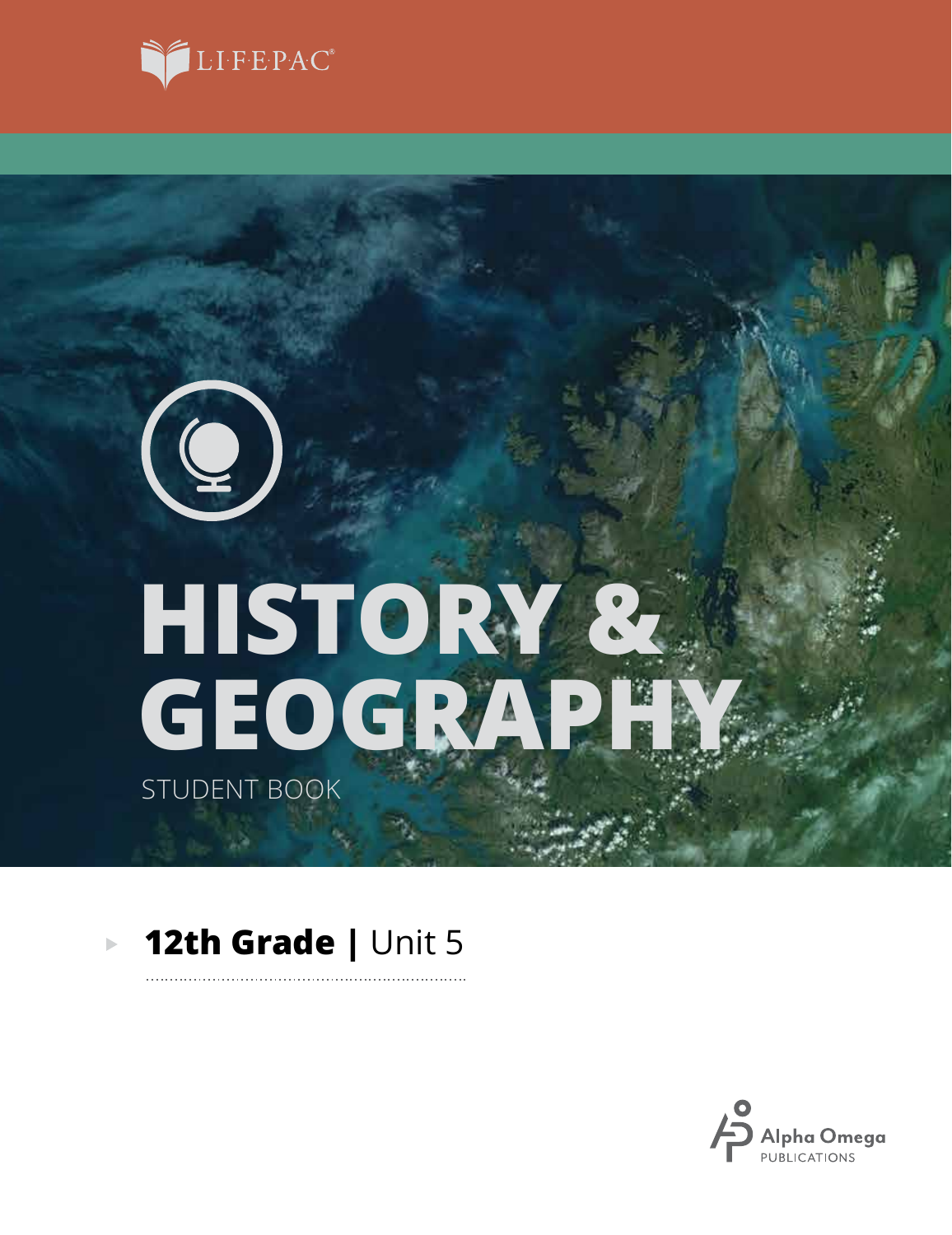LIFEPAC®

# HISTORY & GEOGRAPHY

STUDENT BOOK

**12th Grade |** Unit 5

Alpha Omega PUBLICATIONS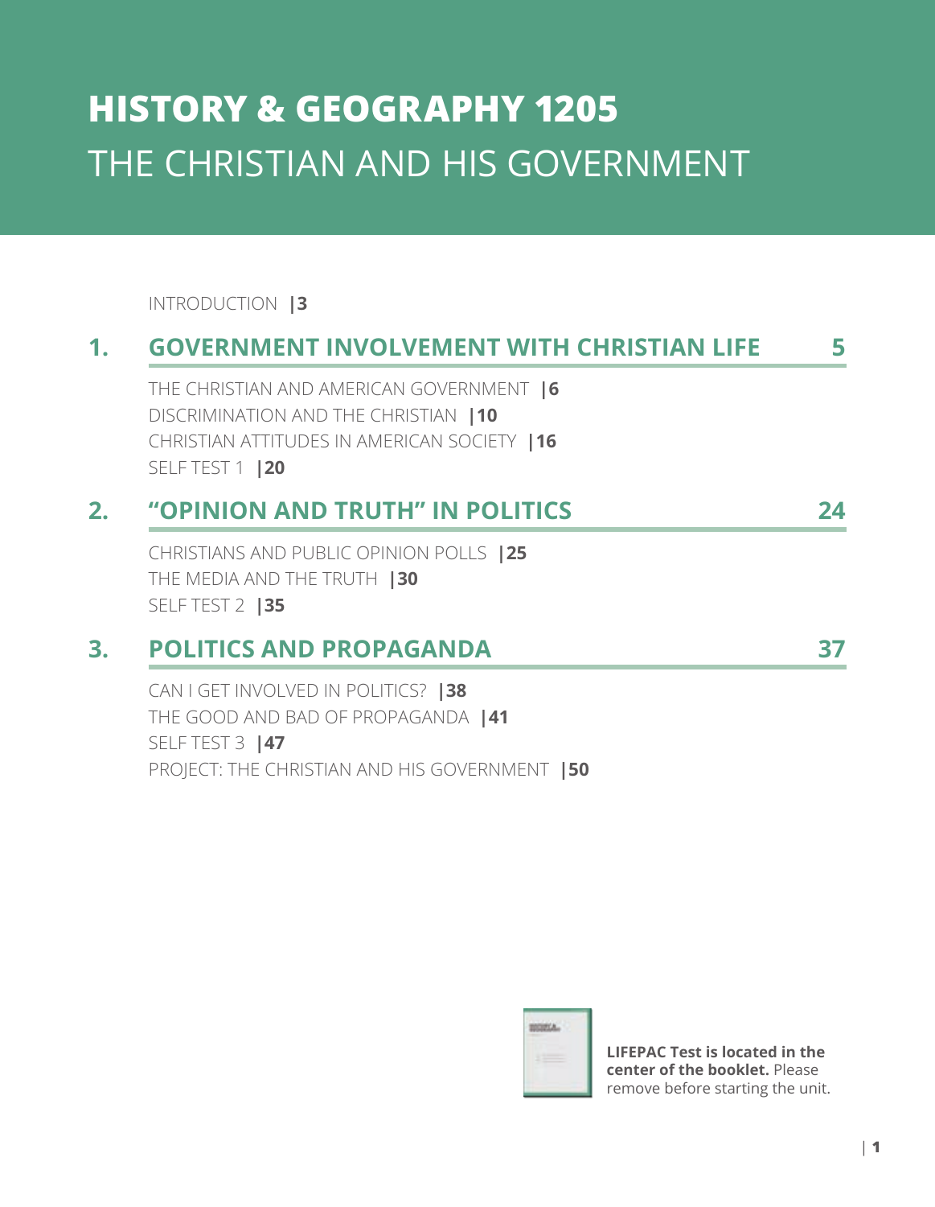# HISTORY & GEOGRAPHY 1205
## THE CHRISTIAN AND HIS GOVERNMENT

INTRODUCTION |**3**

## 1. GOVERNMENT INVOLVEMENT WITH CHRISTIAN LIFE **5**

THE CHRISTIAN AND AMERICAN GOVERNMENT |**6**
DISCRIMINATION AND THE CHRISTIAN |**10**
CHRISTIAN ATTITUDES IN AMERICAN SOCIETY |**16**
SELF TEST 1 |**20**

## 2. "OPINION AND TRUTH" IN POLITICS **24**

CHRISTIANS AND PUBLIC OPINION POLLS |**25**
THE MEDIA AND THE TRUTH |**30**
SELF TEST 2 |**35**

## 3. POLITICS AND PROPAGANDA **37**

CAN I GET INVOLVED IN POLITICS? |**38**
THE GOOD AND BAD OF PROPAGANDA |**41**
SELF TEST 3 |**47**
PROJECT: THE CHRISTIAN AND HIS GOVERNMENT |**50**

**LIFEPAC Test is located in the center of the booklet.** Please remove before starting the unit.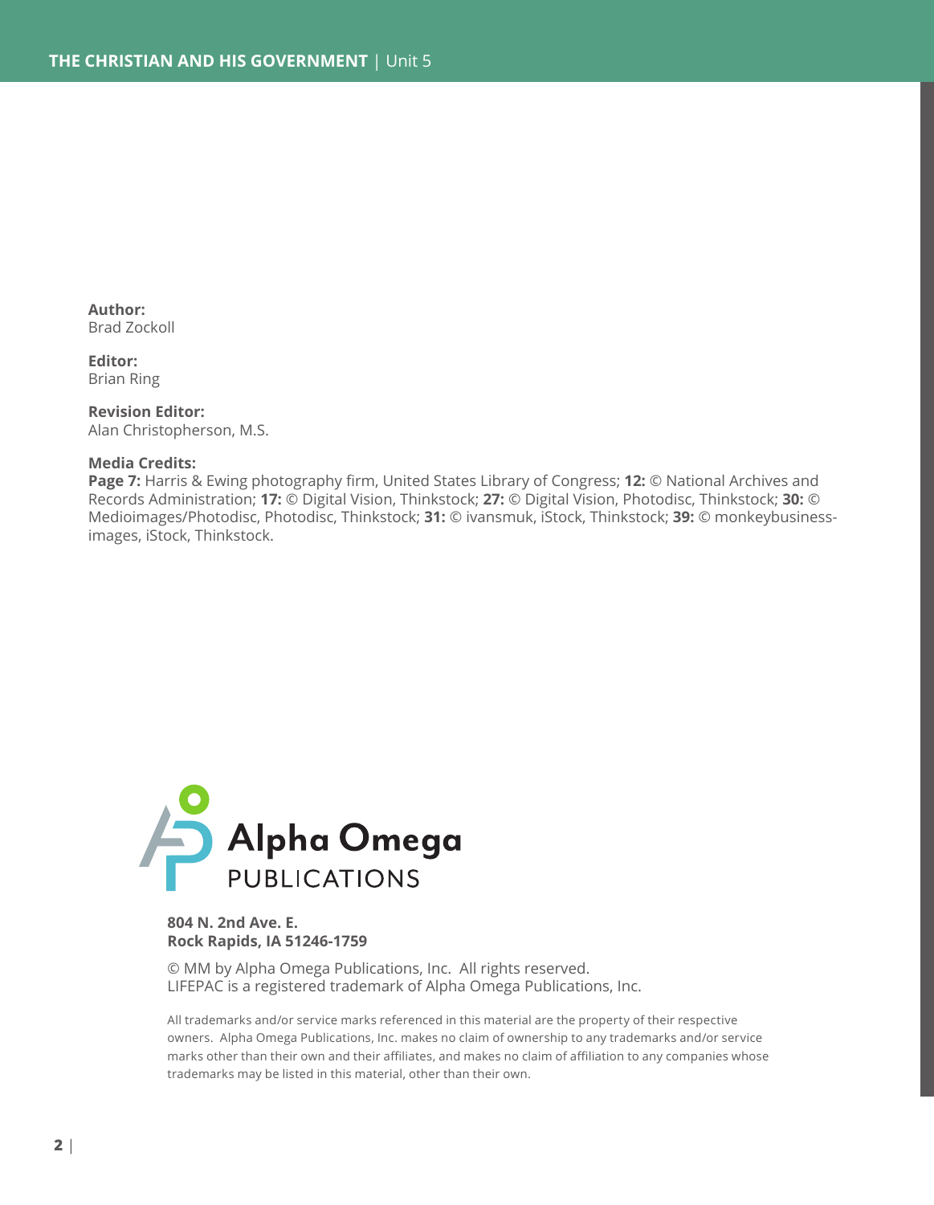**Author:**
Brad Zockoll

**Editor:**
Brian Ring

**Revision Editor:**
Alan Christopherson, M.S.

**Media Credits:**
**Page 7:** Harris & Ewing photography firm, United States Library of Congress; **12:** © National Archives and Records Administration; **17:** © Digital Vision, Thinkstock; **27:** © Digital Vision, Photodisc, Thinkstock; **30:** © Medioimages/Photodisc, Photodisc, Thinkstock; **31:** © ivansmuk, iStock, Thinkstock; **39:** © monkeybusiness-images, iStock, Thinkstock.

Alpha Omega PUBLICATIONS

**804 N. 2nd Ave. E.**
**Rock Rapids, IA 51246-1759**

© MM by Alpha Omega Publications, Inc. All rights reserved.
LIFEPAC is a registered trademark of Alpha Omega Publications, Inc.

All trademarks and/or service marks referenced in this material are the property of their respective owners. Alpha Omega Publications, Inc. makes no claim of ownership to any trademarks and/or service marks other than their own and their affiliates, and makes no claim of affiliation to any companies whose trademarks may be listed in this material, other than their own.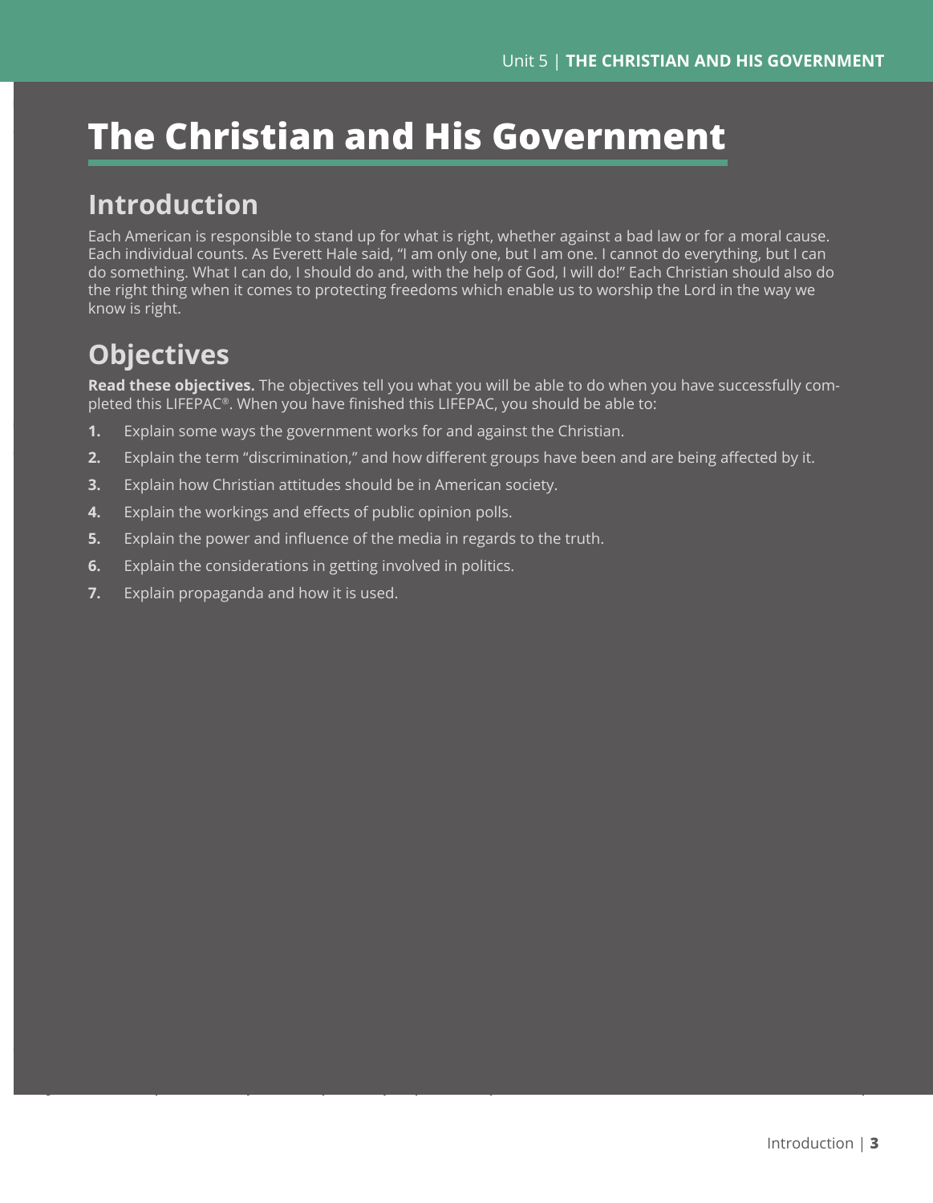# The Christian and His Government

## Introduction

Each American is responsible to stand up for what is right, whether against a bad law or for a moral cause. Each individual counts. As Everett Hale said, "I am only one, but I am one. I cannot do everything, but I can do something. What I can do, I should do and, with the help of God, I will do!" Each Christian should also do the right thing when it comes to protecting freedoms which enable us to worship the Lord in the way we know is right.

## Objectives

**Read these objectives.** The objectives tell you what you will be able to do when you have successfully completed this LIFEPAC®. When you have finished this LIFEPAC, you should be able to:

1. Explain some ways the government works for and against the Christian.
2. Explain the term "discrimination," and how different groups have been and are being affected by it.
3. Explain how Christian attitudes should be in American society.
4. Explain the workings and effects of public opinion polls.
5. Explain the power and influence of the media in regards to the truth.
6. Explain the considerations in getting involved in politics.
7. Explain propaganda and how it is used.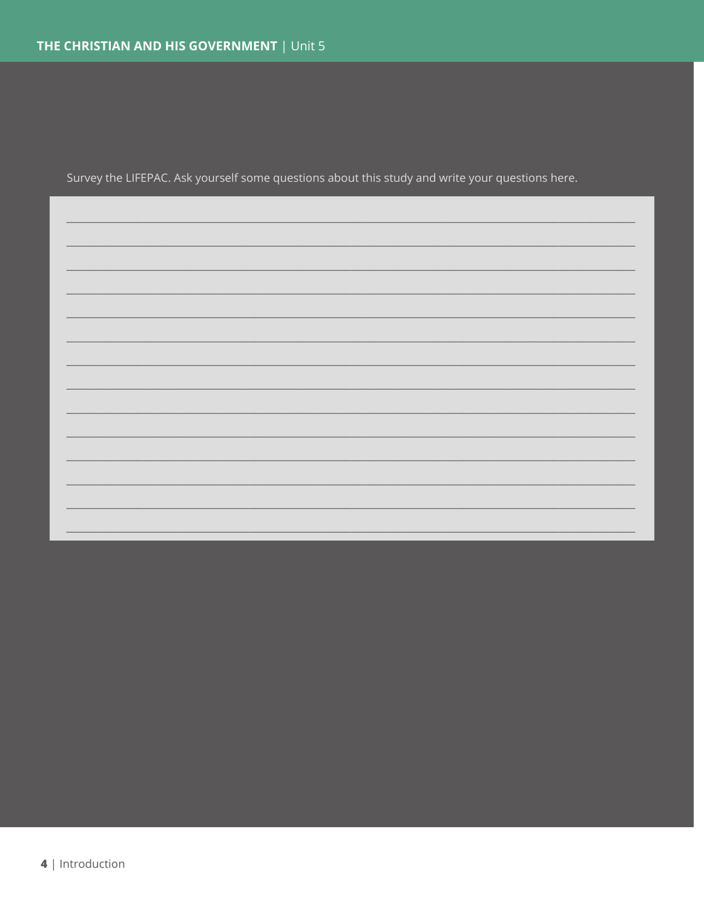Survey the LIFEPAC. Ask yourself some questions about this study and write your questions here.

_______________________________________________________________________________

_______________________________________________________________________________

_______________________________________________________________________________

_______________________________________________________________________________

_______________________________________________________________________________

_______________________________________________________________________________

_______________________________________________________________________________

_______________________________________________________________________________

_______________________________________________________________________________

_______________________________________________________________________________

_______________________________________________________________________________

_______________________________________________________________________________

_______________________________________________________________________________

_______________________________________________________________________________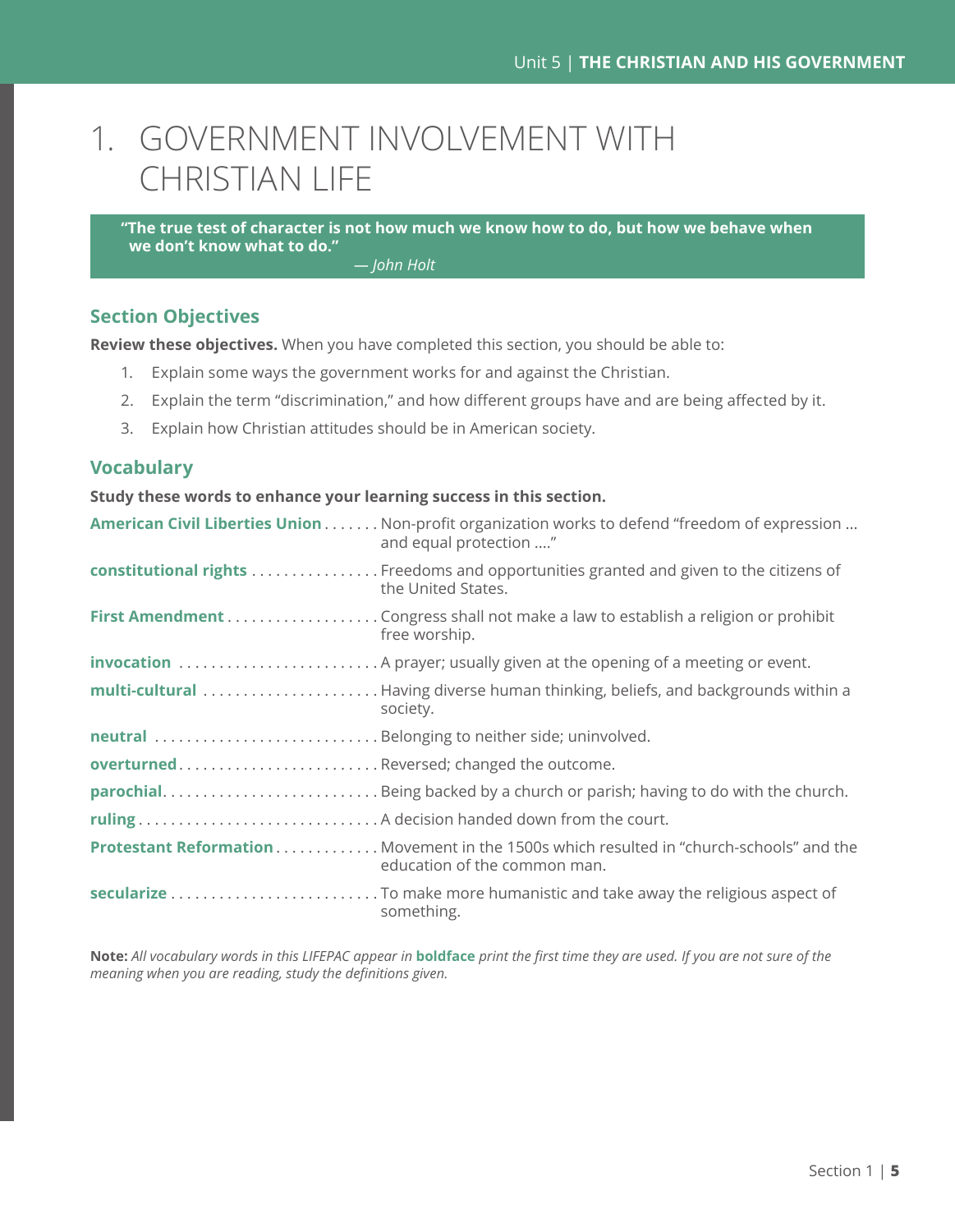# 1. GOVERNMENT INVOLVEMENT WITH CHRISTIAN LIFE

> **"The true test of character is not how much we know how to do, but how we behave when we don't know what to do."**
>
> *— John Holt*

## Section Objectives

**Review these objectives.** When you have completed this section, you should be able to:

1. Explain some ways the government works for and against the Christian.
2. Explain the term "discrimination," and how different groups have and are being affected by it.
3. Explain how Christian attitudes should be in American society.

## Vocabulary

**Study these words to enhance your learning success in this section.**

**American Civil Liberties Union** . . . . . . . Non-profit organization works to defend "freedom of expression ... and equal protection ...."

**constitutional rights** . . . . . . . . . . . . . . . . Freedoms and opportunities granted and given to the citizens of the United States.

**First Amendment** . . . . . . . . . . . . . . . . . . . Congress shall not make a law to establish a religion or prohibit free worship.

**invocation** . . . . . . . . . . . . . . . . . . . . . . . . . A prayer; usually given at the opening of a meeting or event.

**multi-cultural** . . . . . . . . . . . . . . . . . . . . . . Having diverse human thinking, beliefs, and backgrounds within a society.

**neutral** . . . . . . . . . . . . . . . . . . . . . . . . . . . Belonging to neither side; uninvolved.

**overturned** . . . . . . . . . . . . . . . . . . . . . . . . Reversed; changed the outcome.

**parochial** . . . . . . . . . . . . . . . . . . . . . . . . . . Being backed by a church or parish; having to do with the church.

**ruling** . . . . . . . . . . . . . . . . . . . . . . . . . . . . . A decision handed down from the court.

**Protestant Reformation** . . . . . . . . . . . . . Movement in the 1500s which resulted in "church-schools" and the education of the common man.

**secularize** . . . . . . . . . . . . . . . . . . . . . . . . . To make more humanistic and take away the religious aspect of something.

**Note:** *All vocabulary words in this LIFEPAC appear in* **boldface** *print the first time they are used. If you are not sure of the meaning when you are reading, study the definitions given.*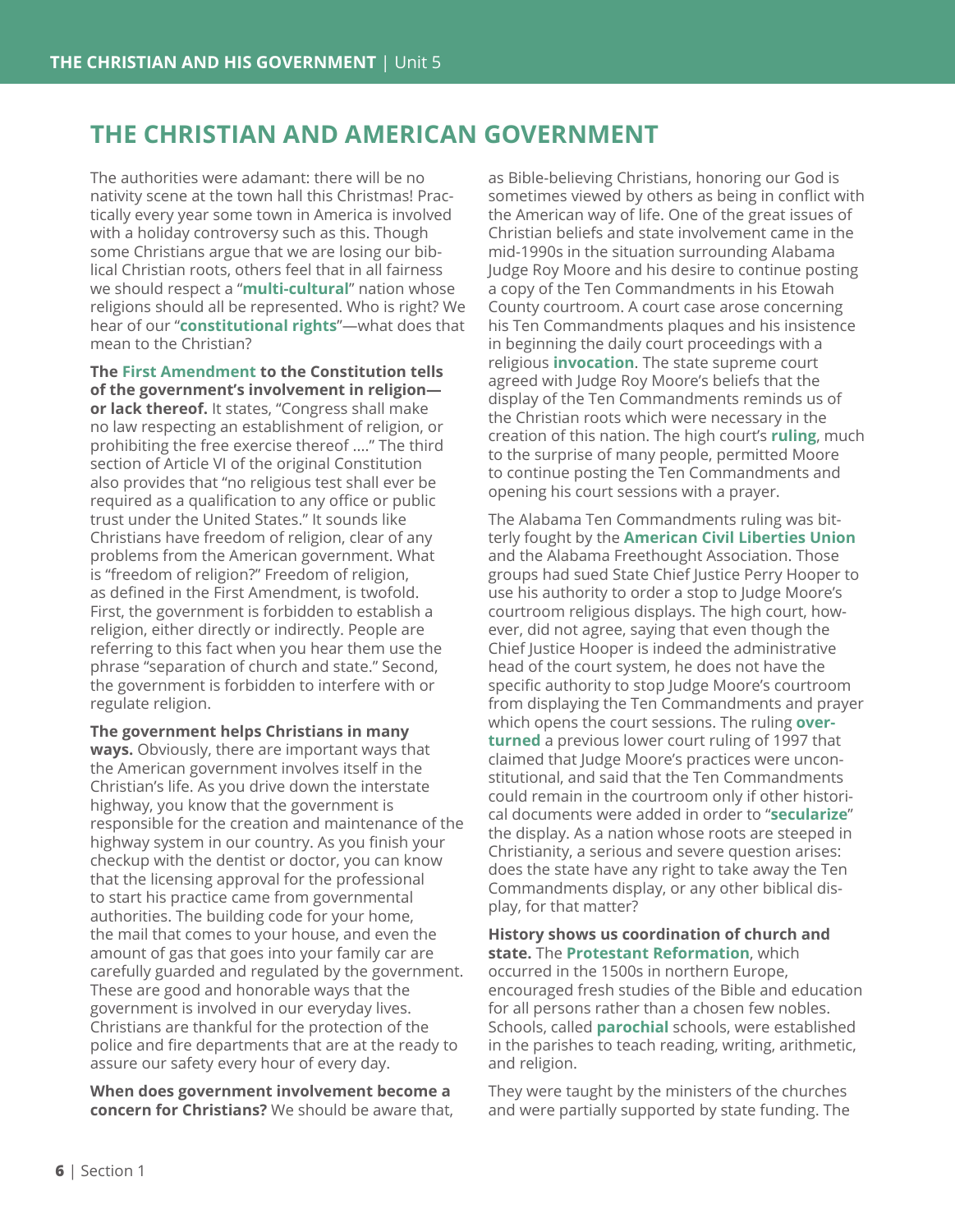## THE CHRISTIAN AND AMERICAN GOVERNMENT

The authorities were adamant: there will be no nativity scene at the town hall this Christmas! Practically every year some town in America is involved with a holiday controversy such as this. Though some Christians argue that we are losing our biblical Christian roots, others feel that in all fairness we should respect a "**multi-cultural**" nation whose religions should all be represented. Who is right? We hear of our "**constitutional rights**"—what does that mean to the Christian?

**The First Amendment to the Constitution tells of the government's involvement in religion—or lack thereof.** It states, "Congress shall make no law respecting an establishment of religion, or prohibiting the free exercise thereof ...." The third section of Article VI of the original Constitution also provides that "no religious test shall ever be required as a qualification to any office or public trust under the United States." It sounds like Christians have freedom of religion, clear of any problems from the American government. What is "freedom of religion?" Freedom of religion, as defined in the First Amendment, is twofold. First, the government is forbidden to establish a religion, either directly or indirectly. People are referring to this fact when you hear them use the phrase "separation of church and state." Second, the government is forbidden to interfere with or regulate religion.

**The government helps Christians in many ways.** Obviously, there are important ways that the American government involves itself in the Christian's life. As you drive down the interstate highway, you know that the government is responsible for the creation and maintenance of the highway system in our country. As you finish your checkup with the dentist or doctor, you can know that the licensing approval for the professional to start his practice came from governmental authorities. The building code for your home, the mail that comes to your house, and even the amount of gas that goes into your family car are carefully guarded and regulated by the government. These are good and honorable ways that the government is involved in our everyday lives. Christians are thankful for the protection of the police and fire departments that are at the ready to assure our safety every hour of every day.

**When does government involvement become a concern for Christians?** We should be aware that, as Bible-believing Christians, honoring our God is sometimes viewed by others as being in conflict with the American way of life. One of the great issues of Christian beliefs and state involvement came in the mid-1990s in the situation surrounding Alabama Judge Roy Moore and his desire to continue posting a copy of the Ten Commandments in his Etowah County courtroom. A court case arose concerning his Ten Commandments plaques and his insistence in beginning the daily court proceedings with a religious **invocation**. The state supreme court agreed with Judge Roy Moore's beliefs that the display of the Ten Commandments reminds us of the Christian roots which were necessary in the creation of this nation. The high court's **ruling**, much to the surprise of many people, permitted Moore to continue posting the Ten Commandments and opening his court sessions with a prayer.

The Alabama Ten Commandments ruling was bitterly fought by the **American Civil Liberties Union** and the Alabama Freethought Association. Those groups had sued State Chief Justice Perry Hooper to use his authority to order a stop to Judge Moore's courtroom religious displays. The high court, however, did not agree, saying that even though the Chief Justice Hooper is indeed the administrative head of the court system, he does not have the specific authority to stop Judge Moore's courtroom from displaying the Ten Commandments and prayer which opens the court sessions. The ruling **overturned** a previous lower court ruling of 1997 that claimed that Judge Moore's practices were unconstitutional, and said that the Ten Commandments could remain in the courtroom only if other historical documents were added in order to "**secularize**" the display. As a nation whose roots are steeped in Christianity, a serious and severe question arises: does the state have any right to take away the Ten Commandments display, or any other biblical display, for that matter?

**History shows us coordination of church and state.** The **Protestant Reformation**, which occurred in the 1500s in northern Europe, encouraged fresh studies of the Bible and education for all persons rather than a chosen few nobles. Schools, called **parochial** schools, were established in the parishes to teach reading, writing, arithmetic, and religion.

They were taught by the ministers of the churches and were partially supported by state funding. The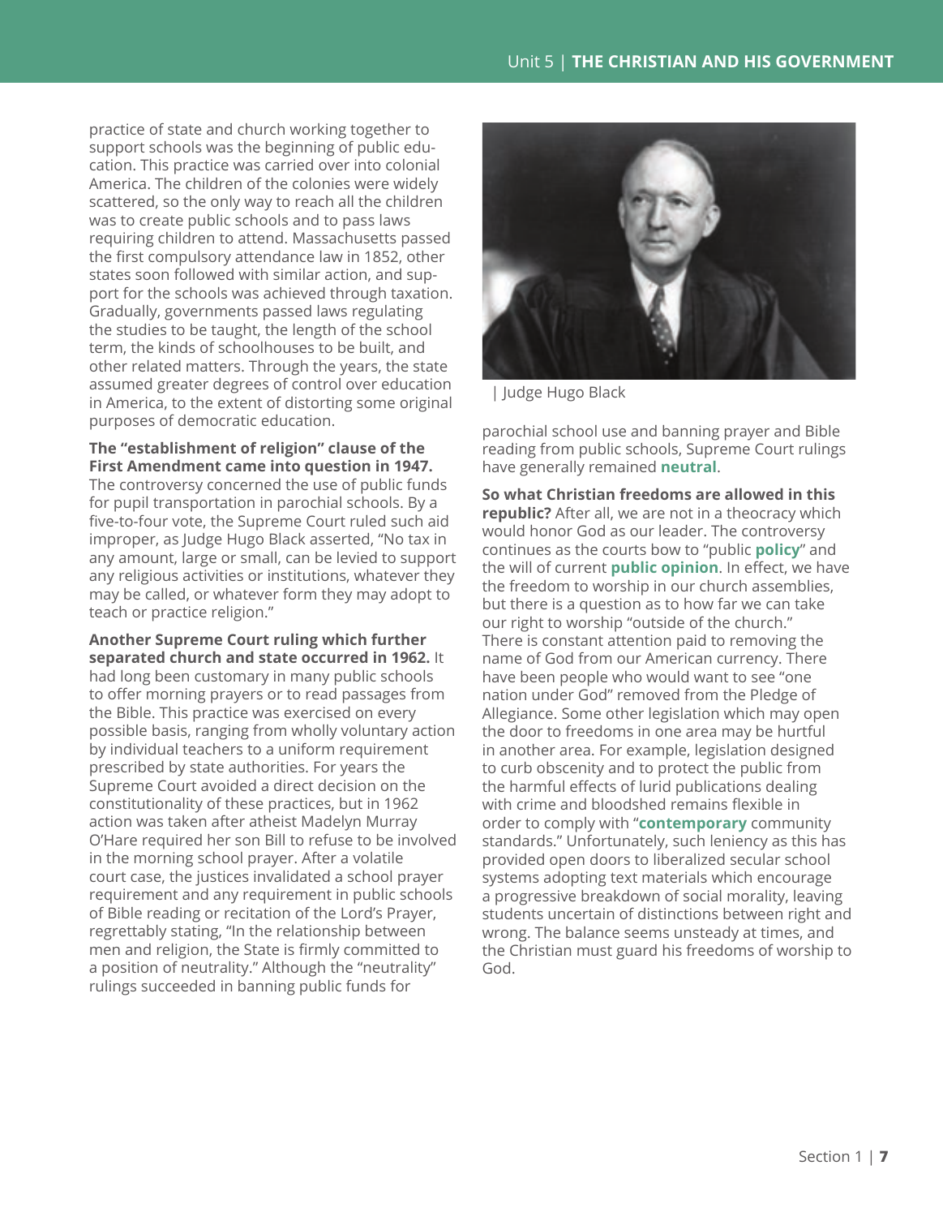practice of state and church working together to support schools was the beginning of public education. This practice was carried over into colonial America. The children of the colonies were widely scattered, so the only way to reach all the children was to create public schools and to pass laws requiring children to attend. Massachusetts passed the first compulsory attendance law in 1852, other states soon followed with similar action, and support for the schools was achieved through taxation. Gradually, governments passed laws regulating the studies to be taught, the length of the school term, the kinds of schoolhouses to be built, and other related matters. Through the years, the state assumed greater degrees of control over education in America, to the extent of distorting some original purposes of democratic education.

**The "establishment of religion" clause of the First Amendment came into question in 1947.** The controversy concerned the use of public funds for pupil transportation in parochial schools. By a five-to-four vote, the Supreme Court ruled such aid improper, as Judge Hugo Black asserted, "No tax in any amount, large or small, can be levied to support any religious activities or institutions, whatever they may be called, or whatever form they may adopt to teach or practice religion."

**Another Supreme Court ruling which further separated church and state occurred in 1962.** It had long been customary in many public schools to offer morning prayers or to read passages from the Bible. This practice was exercised on every possible basis, ranging from wholly voluntary action by individual teachers to a uniform requirement prescribed by state authorities. For years the Supreme Court avoided a direct decision on the constitutionality of these practices, but in 1962 action was taken after atheist Madelyn Murray O'Hare required her son Bill to refuse to be involved in the morning school prayer. After a volatile court case, the justices invalidated a school prayer requirement and any requirement in public schools of Bible reading or recitation of the Lord's Prayer, regrettably stating, "In the relationship between men and religion, the State is firmly committed to a position of neutrality." Although the "neutrality" rulings succeeded in banning public funds for parochial school use and banning prayer and Bible reading from public schools, Supreme Court rulings have generally remained **neutral**.

| Judge Hugo Black

**So what Christian freedoms are allowed in this republic?** After all, we are not in a theocracy which would honor God as our leader. The controversy continues as the courts bow to "public **policy**" and the will of current **public opinion**. In effect, we have the freedom to worship in our church assemblies, but there is a question as to how far we can take our right to worship "outside of the church." There is constant attention paid to removing the name of God from our American currency. There have been people who would want to see "one nation under God" removed from the Pledge of Allegiance. Some other legislation which may open the door to freedoms in one area may be hurtful in another area. For example, legislation designed to curb obscenity and to protect the public from the harmful effects of lurid publications dealing with crime and bloodshed remains flexible in order to comply with "**contemporary** community standards." Unfortunately, such leniency as this has provided open doors to liberalized secular school systems adopting text materials which encourage a progressive breakdown of social morality, leaving students uncertain of distinctions between right and wrong. The balance seems unsteady at times, and the Christian must guard his freedoms of worship to God.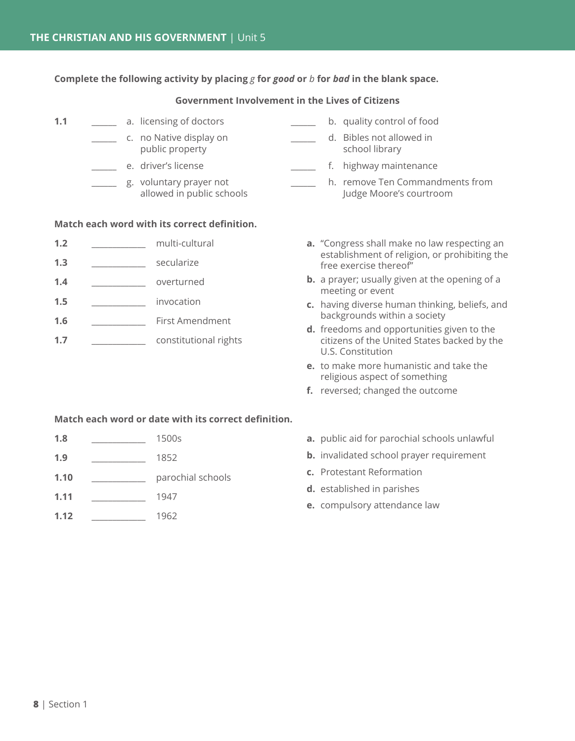**Complete the following activity by placing *g* for *good* or *b* for *bad* in the blank space.**

**Government Involvement in the Lives of Citizens**

**1.1**

_____ a. licensing of doctors

_____ b. quality control of food

_____ c. no Native display on public property

_____ d. Bibles not allowed in school library

_____ e. driver's license

_____ f. highway maintenance

_____ g. voluntary prayer not allowed in public schools

_____ h. remove Ten Commandments from Judge Moore's courtroom

**Match each word with its correct definition.**

**1.2** __________ multi-cultural

**1.3** __________ secularize

**1.4** __________ overturned

**1.5** __________ invocation

**1.6** __________ First Amendment

**1.7** __________ constitutional rights

**a.** "Congress shall make no law respecting an establishment of religion, or prohibiting the free exercise thereof"

**b.** a prayer; usually given at the opening of a meeting or event

**c.** having diverse human thinking, beliefs, and backgrounds within a society

**d.** freedoms and opportunities given to the citizens of the United States backed by the U.S. Constitution

**e.** to make more humanistic and take the religious aspect of something

**f.** reversed; changed the outcome

**Match each word or date with its correct definition.**

**1.8** __________ 1500s

**1.9** __________ 1852

**1.10** __________ parochial schools

**1.11** __________ 1947

**1.12** __________ 1962

**a.** public aid for parochial schools unlawful

**b.** invalidated school prayer requirement

**c.** Protestant Reformation

**d.** established in parishes

**e.** compulsory attendance law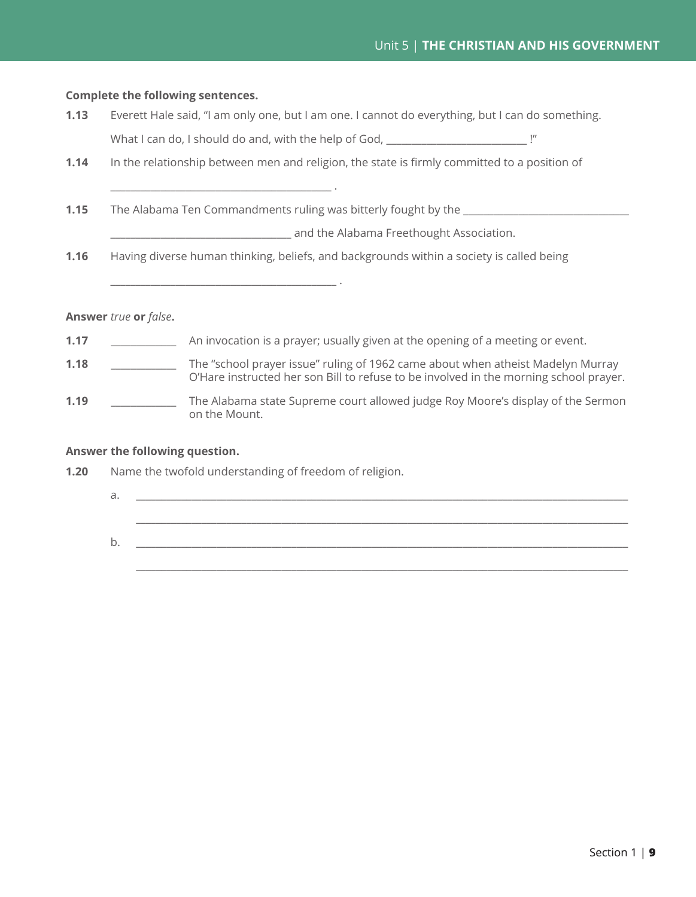**Complete the following sentences.**

**1.13** Everett Hale said, "I am only one, but I am one. I cannot do everything, but I can do something. What I can do, I should do and, with the help of God, __________________________ !"

**1.14** In the relationship between men and religion, the state is firmly committed to a position of

_________________________________________ .

**1.15** The Alabama Ten Commandments ruling was bitterly fought by the ______________________________ _________________________________ and the Alabama Freethought Association.

**1.16** Having diverse human thinking, beliefs, and backgrounds within a society is called being

_________________________________________ .

**Answer *true* or *false*.**

**1.17** ____________ An invocation is a prayer; usually given at the opening of a meeting or event.

**1.18** ____________ The "school prayer issue" ruling of 1962 came about when atheist Madelyn Murray O'Hare instructed her son Bill to refuse to be involved in the morning school prayer.

**1.19** ____________ The Alabama state Supreme court allowed judge Roy Moore's display of the Sermon on the Mount.

**Answer the following question.**

**1.20** Name the twofold understanding of freedom of religion.

a. ________________________________________________________________________________

________________________________________________________________________________

b. ________________________________________________________________________________

________________________________________________________________________________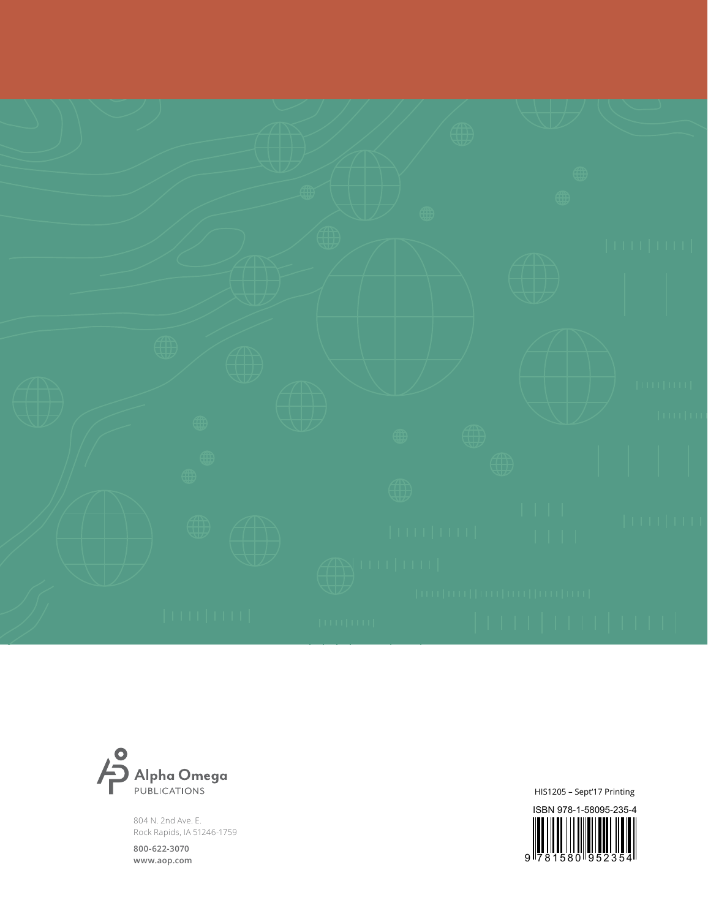Alpha Omega
PUBLICATIONS

804 N. 2nd Ave. E.
Rock Rapids, IA 51246-1759

**800-622-3070**
**www.aop.com**

HIS1205 – Sept'17 Printing

ISBN 978-1-58095-235-4

9 781580 952354